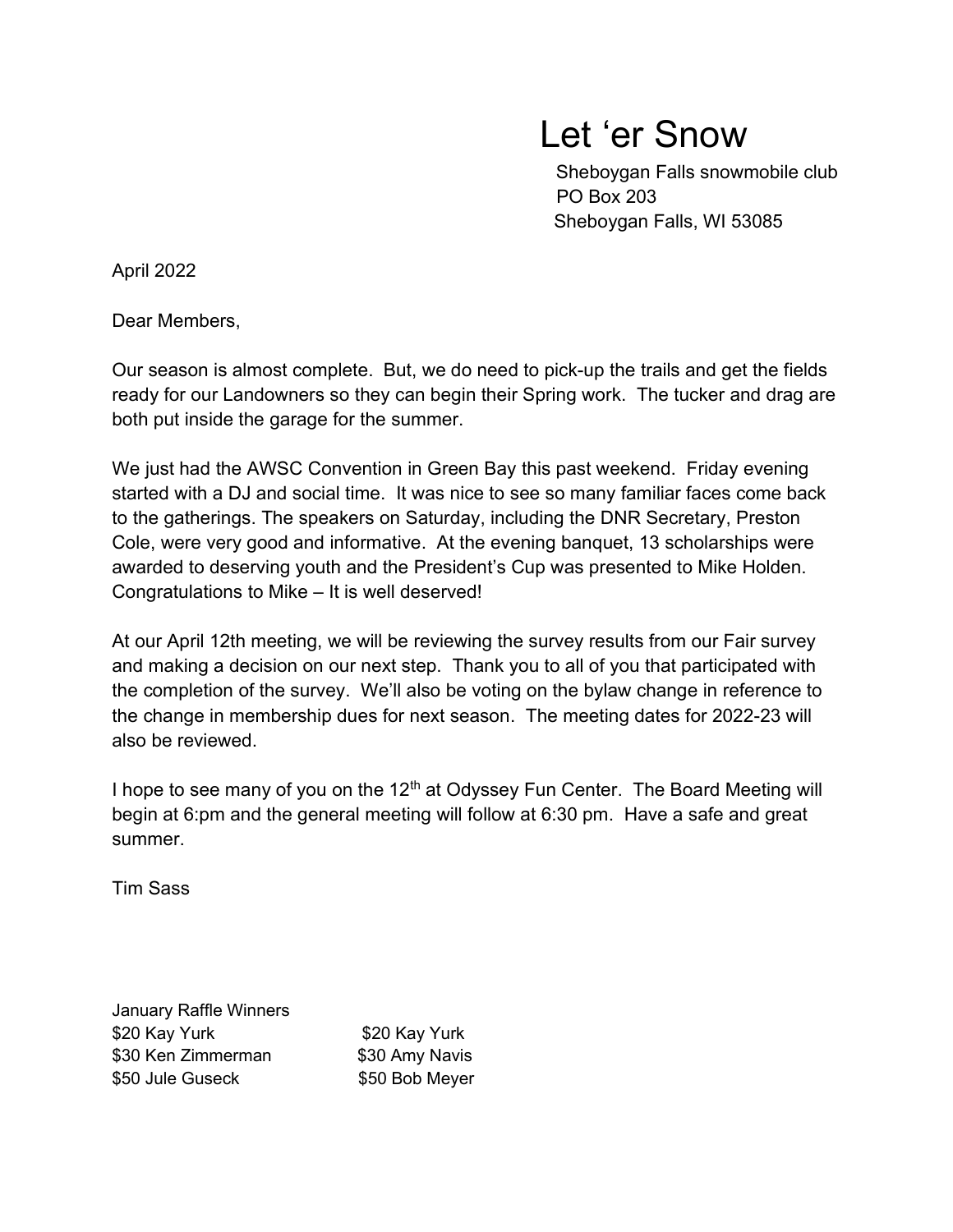# Let 'er Snow

Sheboygan Falls snowmobile club
PO Box 203
Sheboygan Falls, WI 53085

April 2022

Dear Members,

Our season is almost complete. But, we do need to pick-up the trails and get the fields ready for our Landowners so they can begin their Spring work. The tucker and drag are both put inside the garage for the summer.

We just had the AWSC Convention in Green Bay this past weekend. Friday evening started with a DJ and social time. It was nice to see so many familiar faces come back to the gatherings. The speakers on Saturday, including the DNR Secretary, Preston Cole, were very good and informative. At the evening banquet, 13 scholarships were awarded to deserving youth and the President's Cup was presented to Mike Holden. Congratulations to Mike – It is well deserved!

At our April 12th meeting, we will be reviewing the survey results from our Fair survey and making a decision on our next step. Thank you to all of you that participated with the completion of the survey. We'll also be voting on the bylaw change in reference to the change in membership dues for next season. The meeting dates for 2022-23 will also be reviewed.

I hope to see many of you on the 12th at Odyssey Fun Center. The Board Meeting will begin at 6:pm and the general meeting will follow at 6:30 pm. Have a safe and great summer.

Tim Sass

January Raffle Winners

| | |
|---|---|
| $20 Kay Yurk | $20 Kay Yurk |
| $30 Ken Zimmerman | $30 Amy Navis |
| $50 Jule Guseck | $50 Bob Meyer |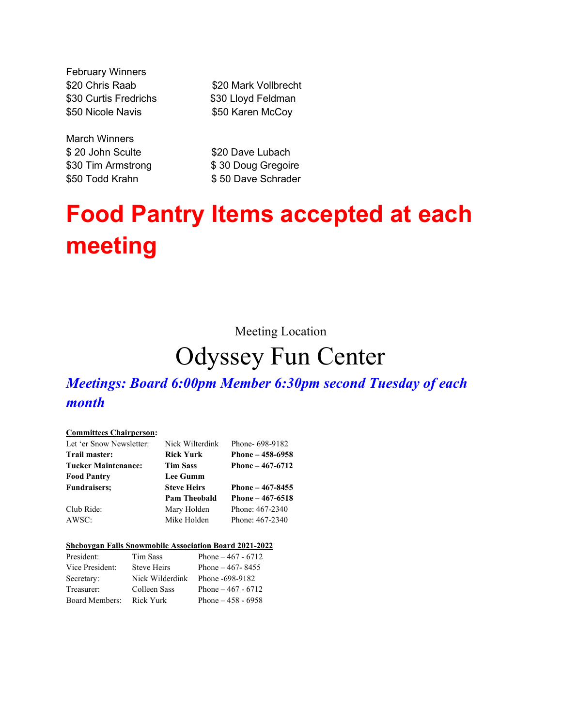February Winners

| | |
|---|---|
| $20 Chris Raab | $20 Mark Vollbrecht |
| $30 Curtis Fredrichs | $30 Lloyd Feldman |
| $50 Nicole Navis | $50 Karen McCoy |

March Winners

| | |
|---|---|
| $ 20 John Sculte | $20 Dave Lubach |
| $30 Tim Armstrong | $ 30 Doug Gregoire |
| $50 Todd Krahn | $ 50 Dave Schrader |

# Food Pantry Items accepted at each meeting

Meeting Location

## Odyssey Fun Center

***Meetings: Board 6:00pm Member 6:30pm second Tuesday of each month***

**Committees Chairperson:**

| | | |
|---|---|---|
| Let 'er Snow Newsletter: | Nick Wilterdink | Phone- 698-9182 |
| **Trail master:** | **Rick Yurk** | **Phone – 458-6958** |
| **Tucker Maintenance:** | **Tim Sass** | **Phone – 467-6712** |
| **Food Pantry** | **Lee Gumm** | |
| **Fundraisers;** | **Steve Heirs** | **Phone – 467-8455** |
| | **Pam Theobald** | **Phone – 467-6518** |
| Club Ride: | Mary Holden | Phone: 467-2340 |
| AWSC: | Mike Holden | Phone: 467-2340 |

**Sheboygan Falls Snowmobile Association Board 2021-2022**

| | | |
|---|---|---|
| President: | Tim Sass | Phone – 467 - 6712 |
| Vice President: | Steve Heirs | Phone – 467- 8455 |
| Secretary: | Nick Wilderdink | Phone -698-9182 |
| Treasurer: | Colleen Sass | Phone – 467 - 6712 |
| Board Members: | Rick Yurk | Phone – 458 - 6958 |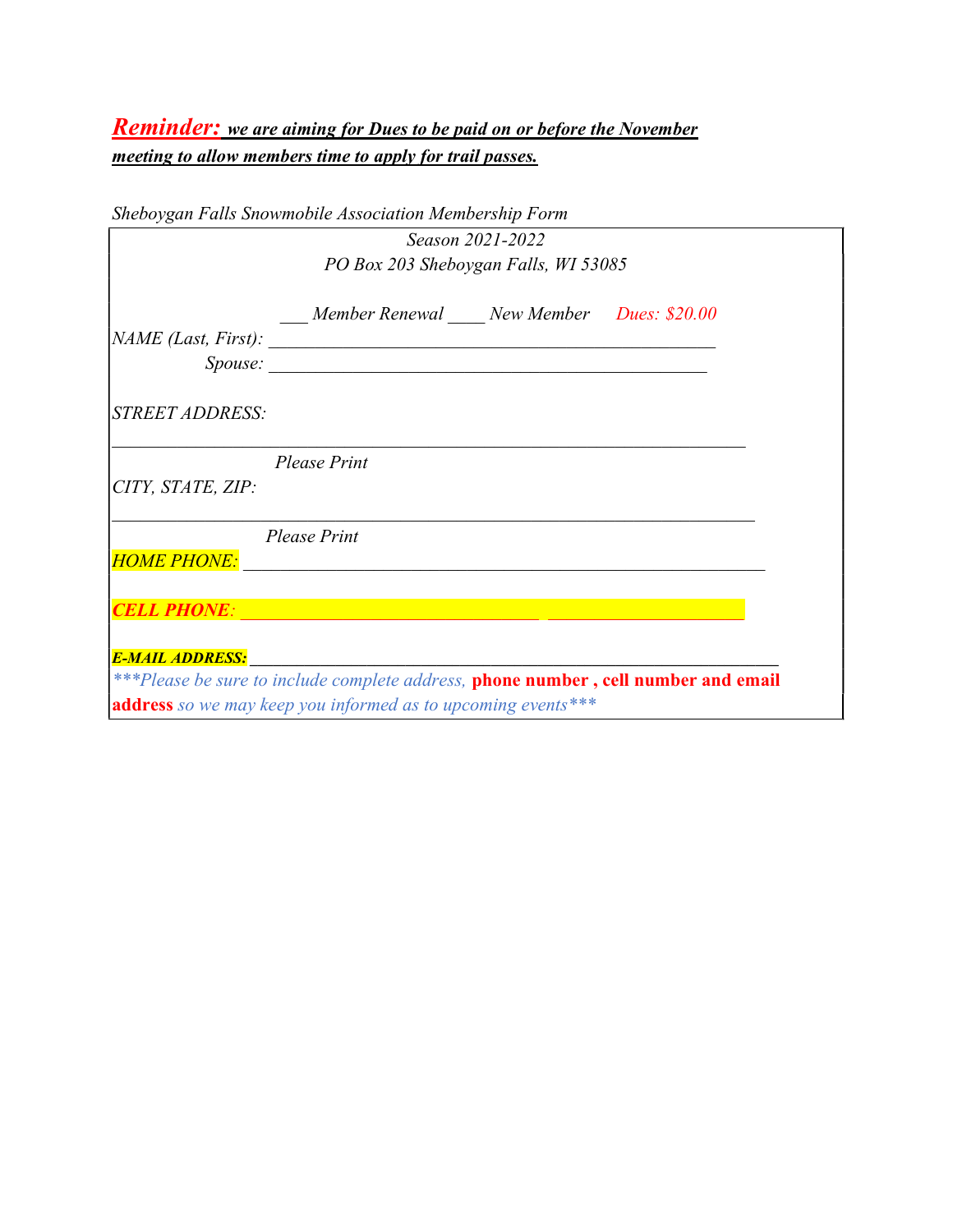***Reminder:*** ***we are aiming for Dues to be paid on or before the November meeting to allow members time to apply for trail passes.***

*Sheboygan Falls Snowmobile Association Membership Form*

*Season 2021-2022*

*PO Box 203 Sheboygan Falls, WI 53085*

*___ Member Renewal ____ New Member* *Dues: $20.00*

*NAME (Last, First):* ________________________________________________

*Spouse:* ________________________________________________

*STREET ADDRESS:*

________________________________________________________________

*Please Print*

*CITY, STATE, ZIP:*

________________________________________________________________

*Please Print*

*HOME PHONE:* ________________________________________________________

***CELL PHONE:*** _______________________________ ____________________

***E-MAIL ADDRESS:*** ________________________________________________________

****\*\*Please be sure to include complete address,*** **phone number , cell number and email address** *so we may keep you informed as to upcoming events\*\*\**